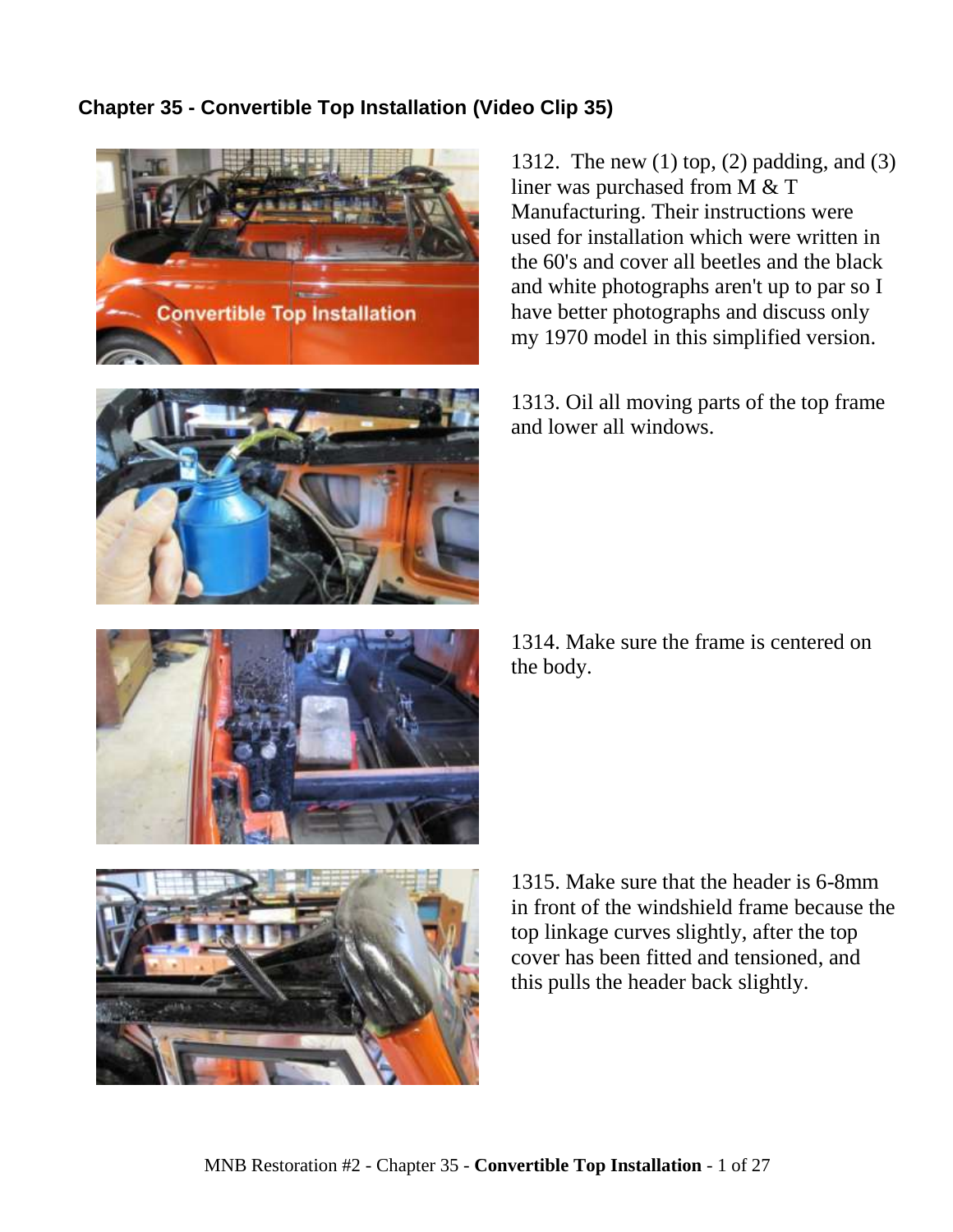## Chapter 35 - Convertible Top Installation (Video Clip 35)

1312. The new (1) top, (2) padding, and (3) liner was purchased from M & T Manufacturing. Their instructions were used for installation which were written in the 60's and cover all beetles and the black and white photographs aren't up to par so I have better photographs and discuss only my 1970 model in this simplified version.

1313. Oil all moving parts of the top frame and lower all windows.

1314. Make sure the frame is centered on the body.

1315. Make sure that the header is 6-8mm in front of the windshield frame because the top linkage curves slightly, after the top cover has been fitted and tensioned, and this pulls the header back slightly.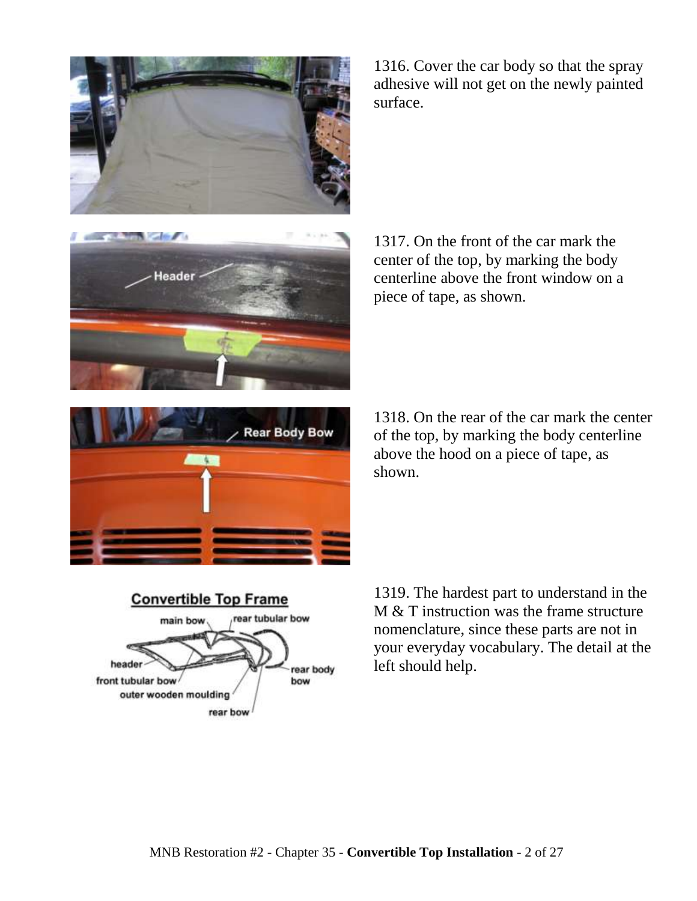1316. Cover the car body so that the spray adhesive will not get on the newly painted surface.

1317. On the front of the car mark the center of the top, by marking the body centerline above the front window on a piece of tape, as shown.

1318. On the rear of the car mark the center of the top, by marking the body centerline above the hood on a piece of tape, as shown.

1319. The hardest part to understand in the M & T instruction was the frame structure nomenclature, since these parts are not in your everyday vocabulary. The detail at the left should help.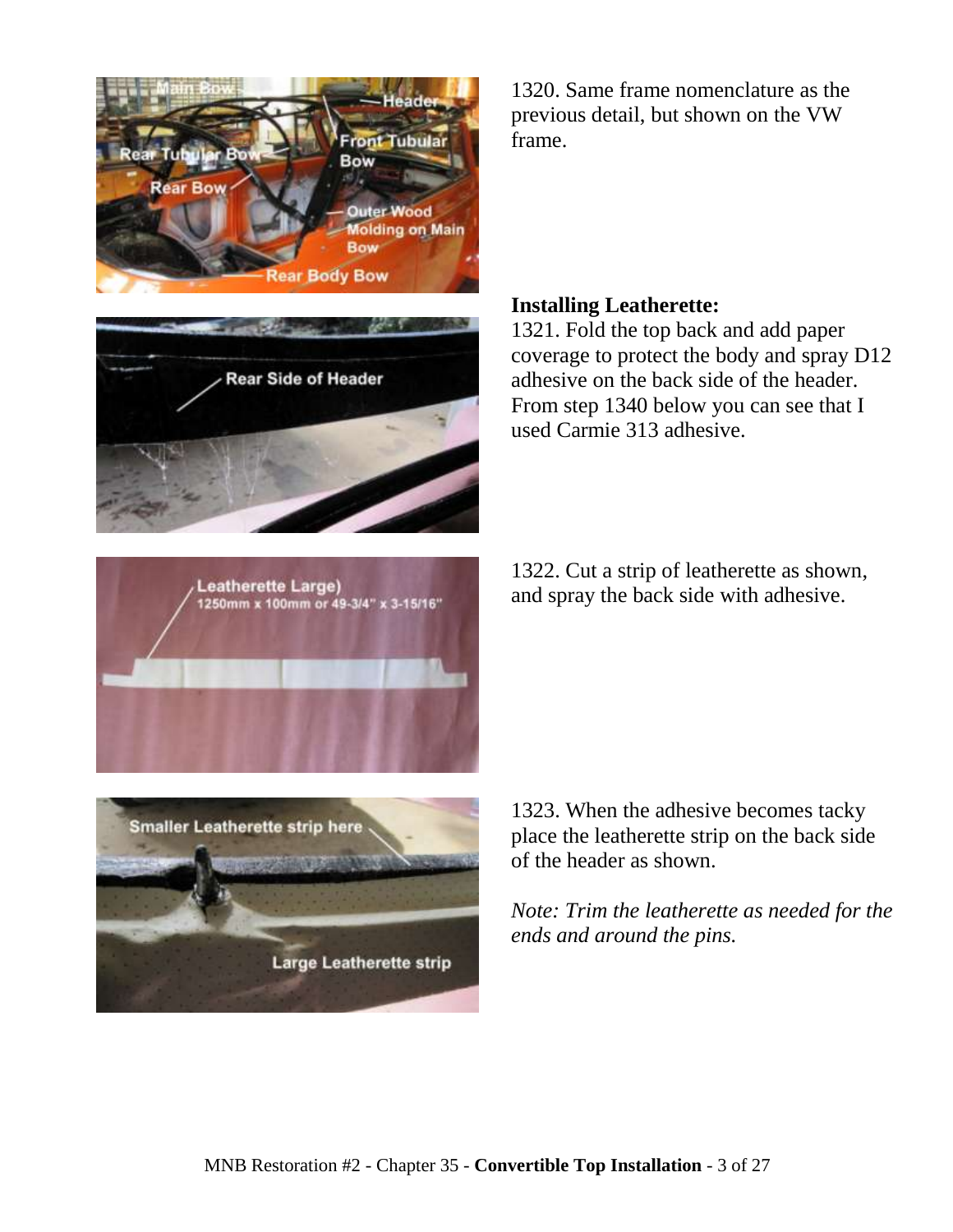1320. Same frame nomenclature as the previous detail, but shown on the VW frame.

**Installing Leatherette:**

1321. Fold the top back and add paper coverage to protect the body and spray D12 adhesive on the back side of the header. From step 1340 below you can see that I used Carmie 313 adhesive.

1322. Cut a strip of leatherette as shown, and spray the back side with adhesive.

1323. When the adhesive becomes tacky place the leatherette strip on the back side of the header as shown.

*Note: Trim the leatherette as needed for the ends and around the pins.*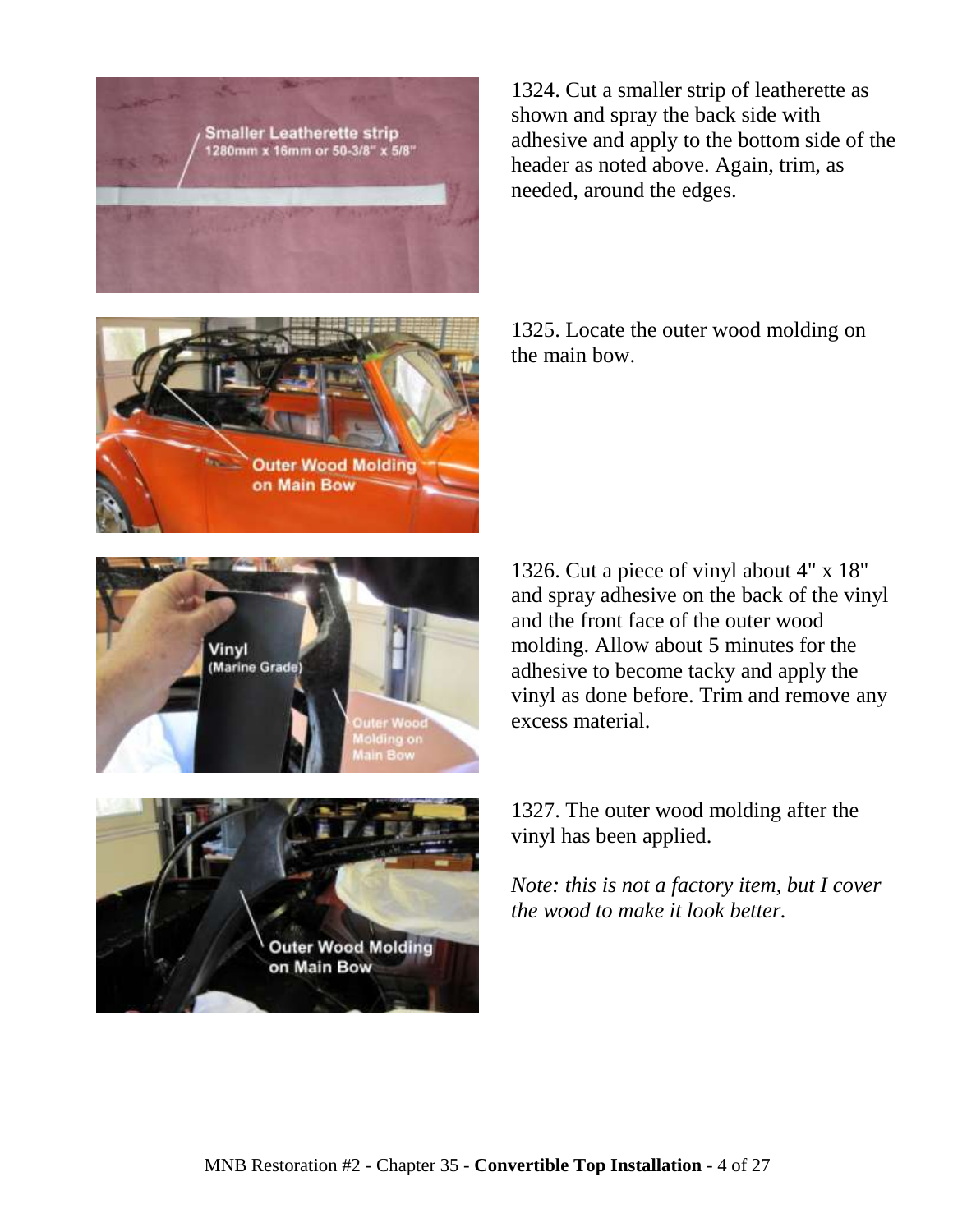1324. Cut a smaller strip of leatherette as shown and spray the back side with adhesive and apply to the bottom side of the header as noted above. Again, trim, as needed, around the edges.

1325. Locate the outer wood molding on the main bow.

1326. Cut a piece of vinyl about 4" x 18" and spray adhesive on the back of the vinyl and the front face of the outer wood molding. Allow about 5 minutes for the adhesive to become tacky and apply the vinyl as done before. Trim and remove any excess material.

1327. The outer wood molding after the vinyl has been applied.

*Note: this is not a factory item, but I cover the wood to make it look better.*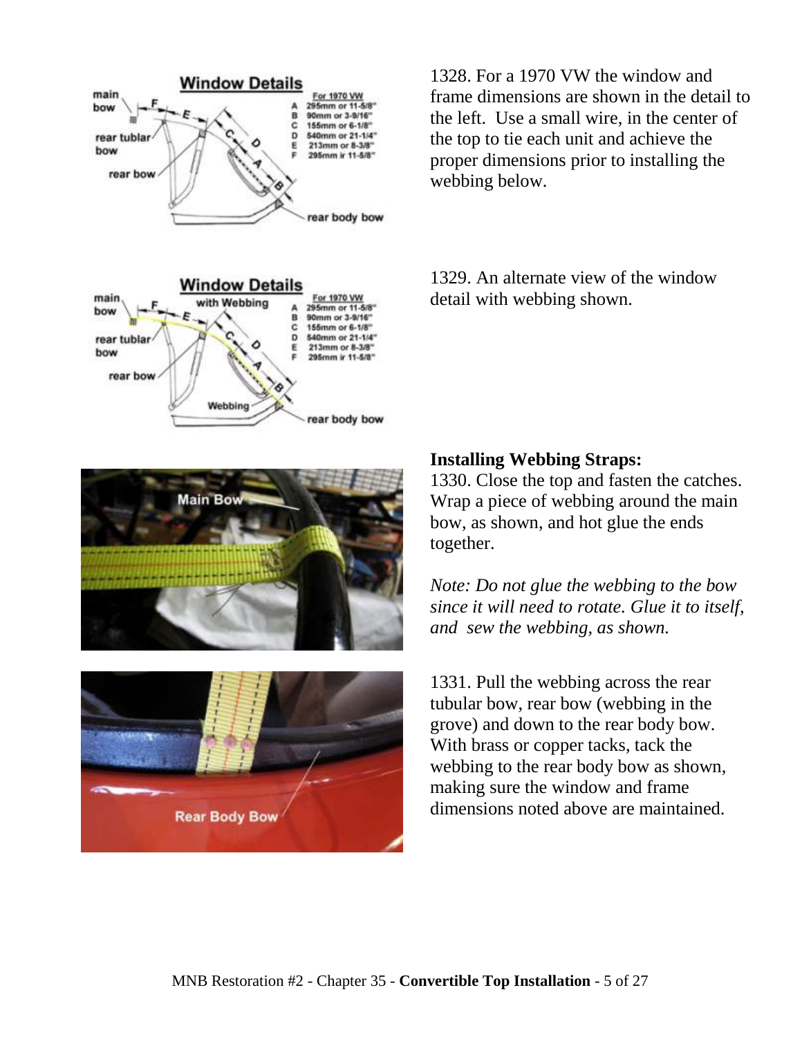1328. For a 1970 VW the window and frame dimensions are shown in the detail to the left. Use a small wire, in the center of the top to tie each unit and achieve the proper dimensions prior to installing the webbing below.

1329. An alternate view of the window detail with webbing shown.

**Installing Webbing Straps:**

1330. Close the top and fasten the catches. Wrap a piece of webbing around the main bow, as shown, and hot glue the ends together.

*Note: Do not glue the webbing to the bow since it will need to rotate. Glue it to itself, and sew the webbing, as shown.*

1331. Pull the webbing across the rear tubular bow, rear bow (webbing in the grove) and down to the rear body bow. With brass or copper tacks, tack the webbing to the rear body bow as shown, making sure the window and frame dimensions noted above are maintained.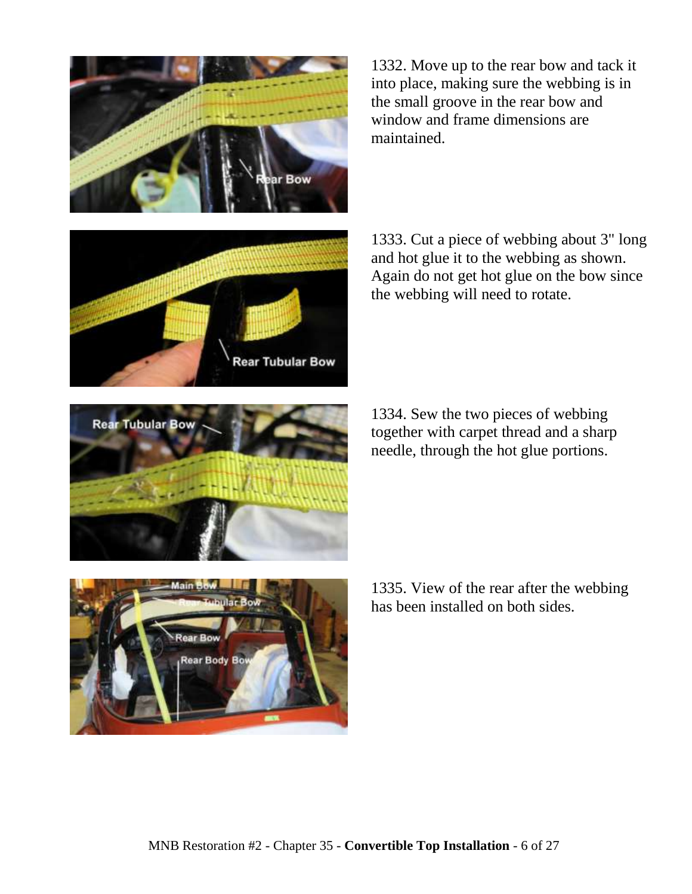1332. Move up to the rear bow and tack it into place, making sure the webbing is in the small groove in the rear bow and window and frame dimensions are maintained.

1333. Cut a piece of webbing about 3" long and hot glue it to the webbing as shown. Again do not get hot glue on the bow since the webbing will need to rotate.

1334. Sew the two pieces of webbing together with carpet thread and a sharp needle, through the hot glue portions.

1335. View of the rear after the webbing has been installed on both sides.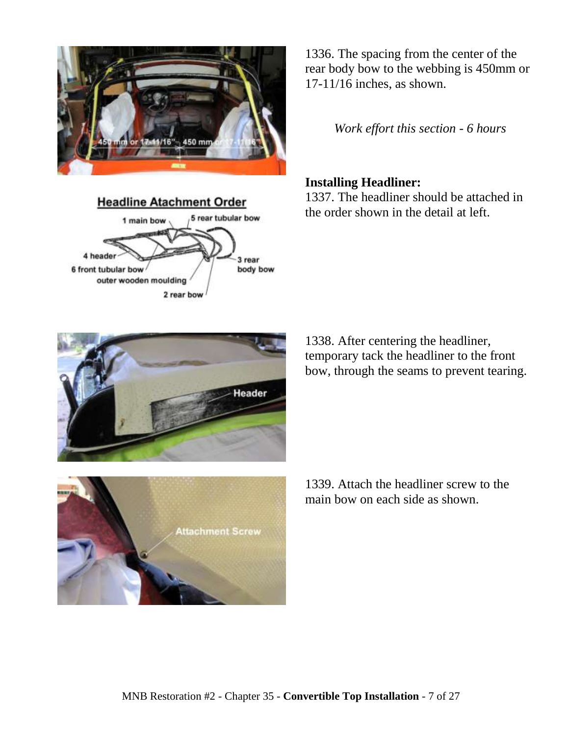1336. The spacing from the center of the rear body bow to the webbing is 450mm or 17-11/16 inches, as shown.

*Work effort this section - 6 hours*

**Installing Headliner:**

1337. The headliner should be attached in the order shown in the detail at left.

1338. After centering the headliner, temporary tack the headliner to the front bow, through the seams to prevent tearing.

1339. Attach the headliner screw to the main bow on each side as shown.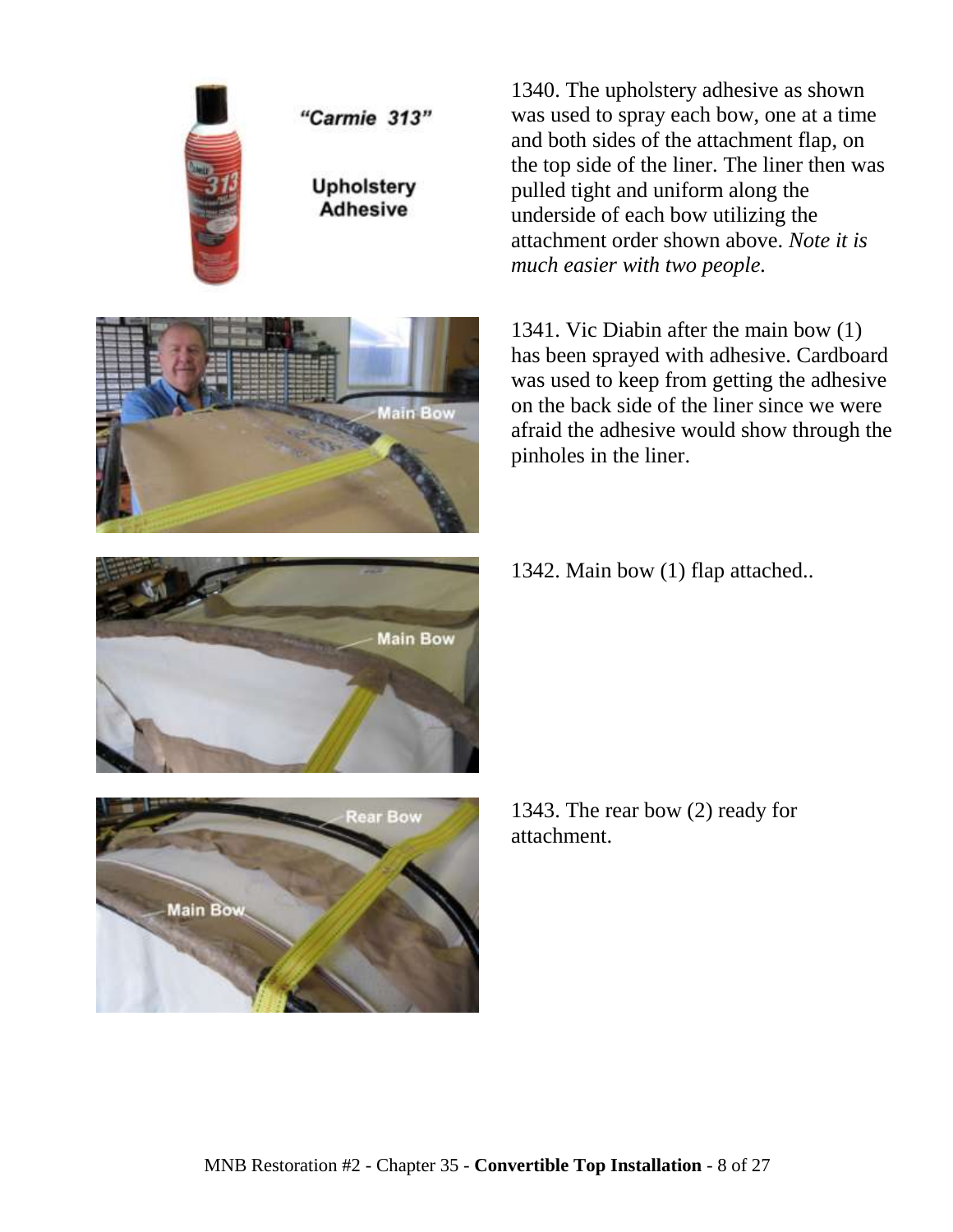1340. The upholstery adhesive as shown was used to spray each bow, one at a time and both sides of the attachment flap, on the top side of the liner. The liner then was pulled tight and uniform along the underside of each bow utilizing the attachment order shown above. *Note it is much easier with two people.*

1341. Vic Diabin after the main bow (1) has been sprayed with adhesive. Cardboard was used to keep from getting the adhesive on the back side of the liner since we were afraid the adhesive would show through the pinholes in the liner.

1342. Main bow (1) flap attached..

1343. The rear bow (2) ready for attachment.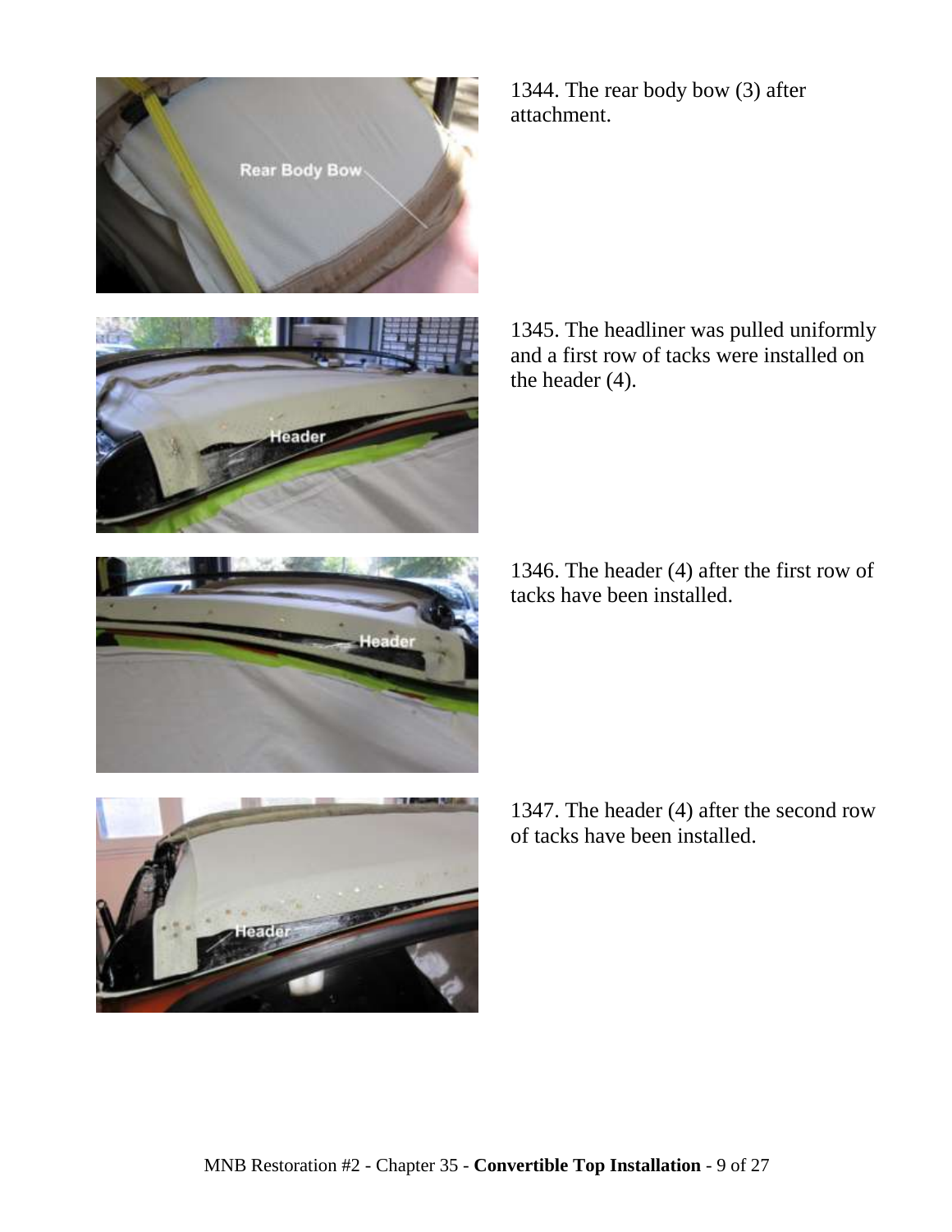1344. The rear body bow (3) after attachment.

1345. The headliner was pulled uniformly and a first row of tacks were installed on the header (4).

1346. The header (4) after the first row of tacks have been installed.

1347. The header (4) after the second row of tacks have been installed.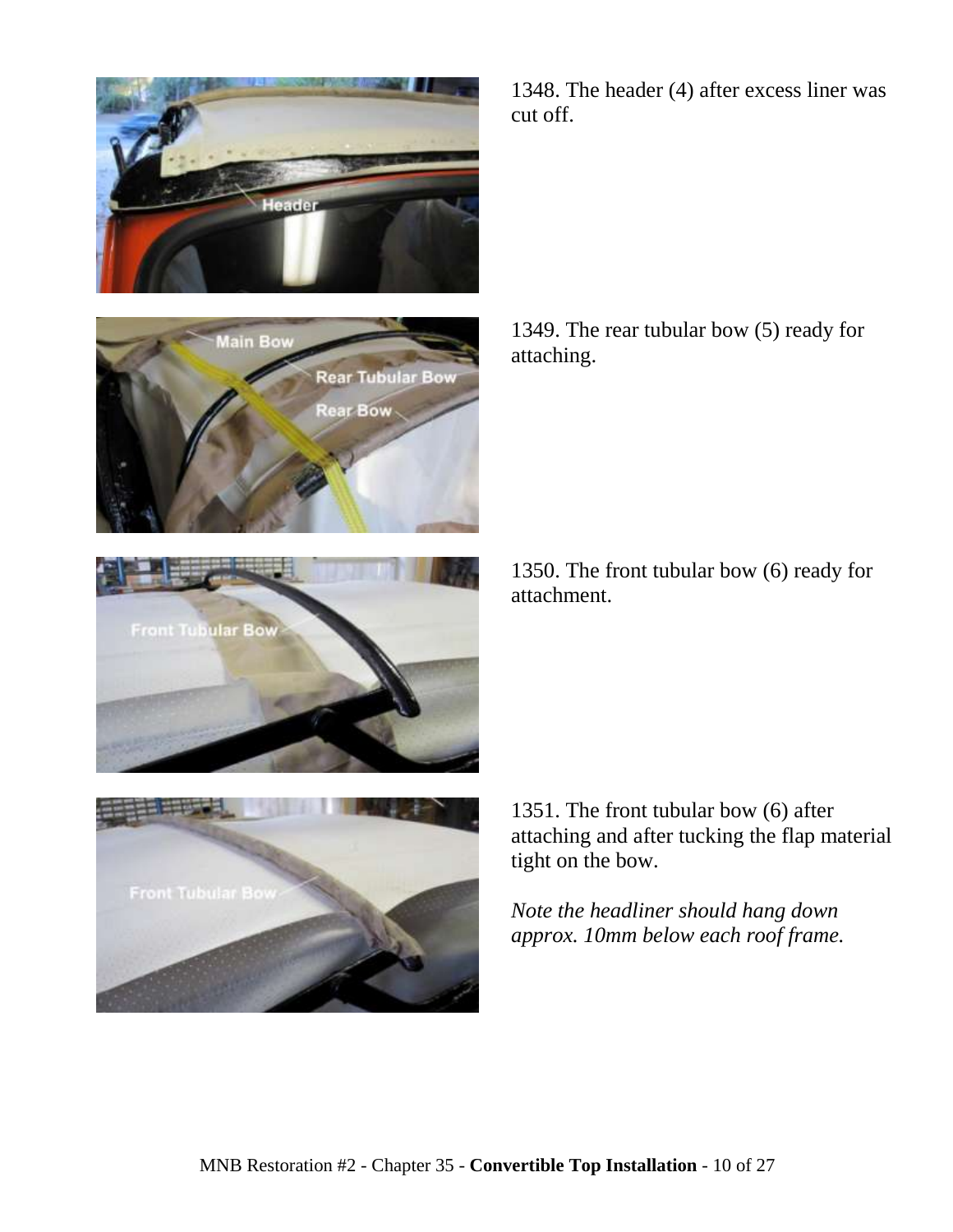1348. The header (4) after excess liner was cut off.

1349. The rear tubular bow (5) ready for attaching.

1350. The front tubular bow (6) ready for attachment.

1351. The front tubular bow (6) after attaching and after tucking the flap material tight on the bow.

*Note the headliner should hang down approx. 10mm below each roof frame.*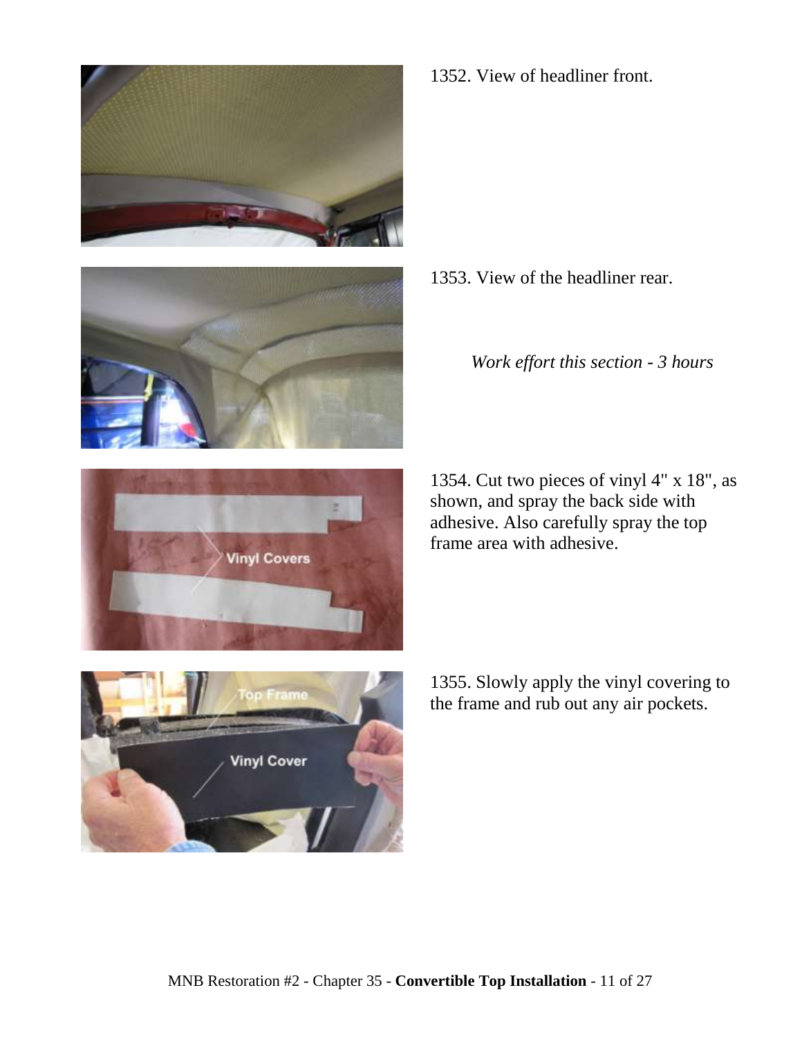1352. View of headliner front.

1353. View of the headliner rear.

*Work effort this section - 3 hours*

1354. Cut two pieces of vinyl 4" x 18", as shown, and spray the back side with adhesive. Also carefully spray the top frame area with adhesive.

1355. Slowly apply the vinyl covering to the frame and rub out any air pockets.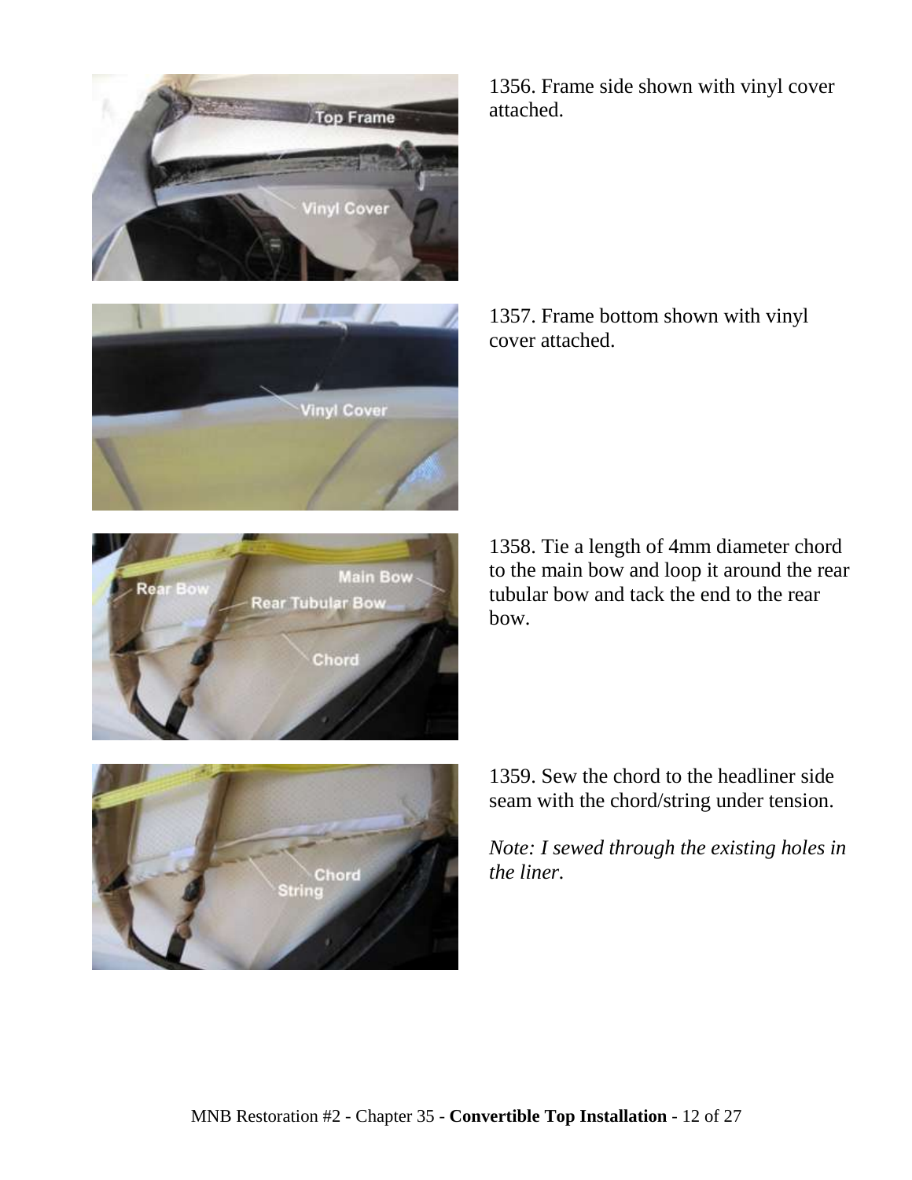1356. Frame side shown with vinyl cover attached.

1357. Frame bottom shown with vinyl cover attached.

1358. Tie a length of 4mm diameter chord to the main bow and loop it around the rear tubular bow and tack the end to the rear bow.

1359. Sew the chord to the headliner side seam with the chord/string under tension.

*Note: I sewed through the existing holes in the liner.*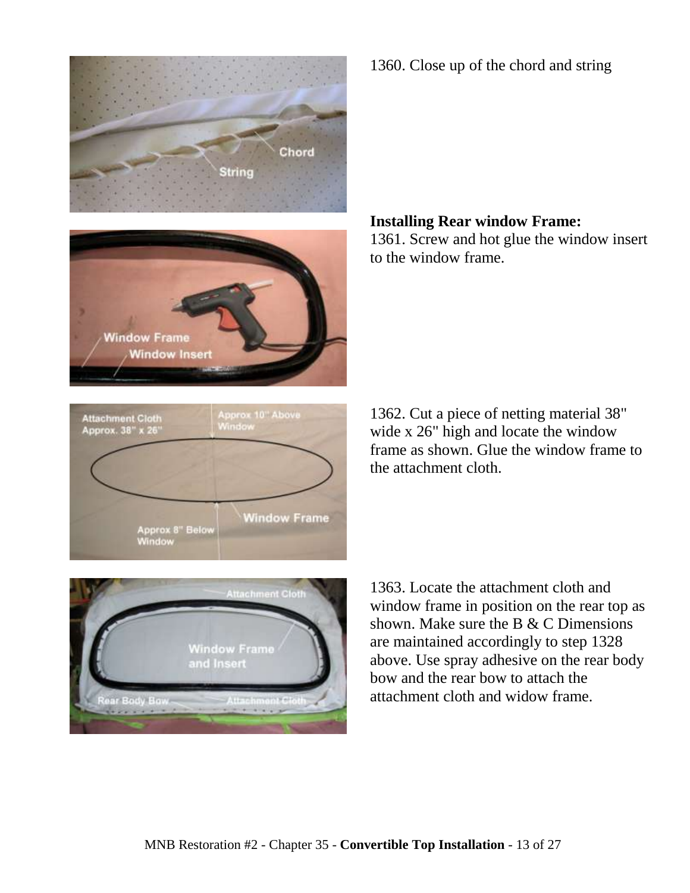1360. Close up of the chord and string

**Installing Rear window Frame:**
1361. Screw and hot glue the window insert to the window frame.

1362. Cut a piece of netting material 38" wide x 26" high and locate the window frame as shown. Glue the window frame to the attachment cloth.

1363. Locate the attachment cloth and window frame in position on the rear top as shown. Make sure the B & C Dimensions are maintained accordingly to step 1328 above. Use spray adhesive on the rear body bow and the rear bow to attach the attachment cloth and widow frame.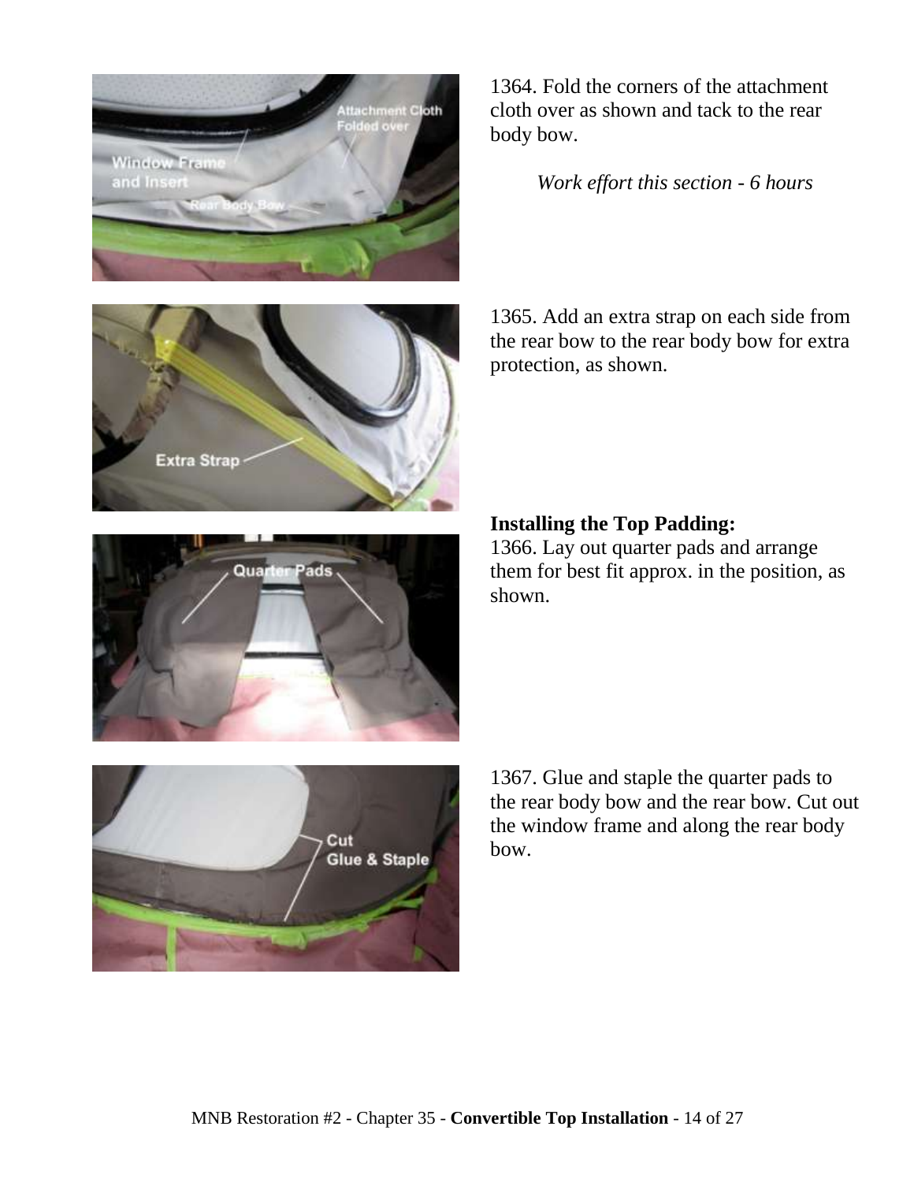1364. Fold the corners of the attachment cloth over as shown and tack to the rear body bow.

*Work effort this section - 6 hours*

1365. Add an extra strap on each side from the rear bow to the rear body bow for extra protection, as shown.

**Installing the Top Padding:**

1366. Lay out quarter pads and arrange them for best fit approx. in the position, as shown.

1367. Glue and staple the quarter pads to the rear body bow and the rear bow. Cut out the window frame and along the rear body bow.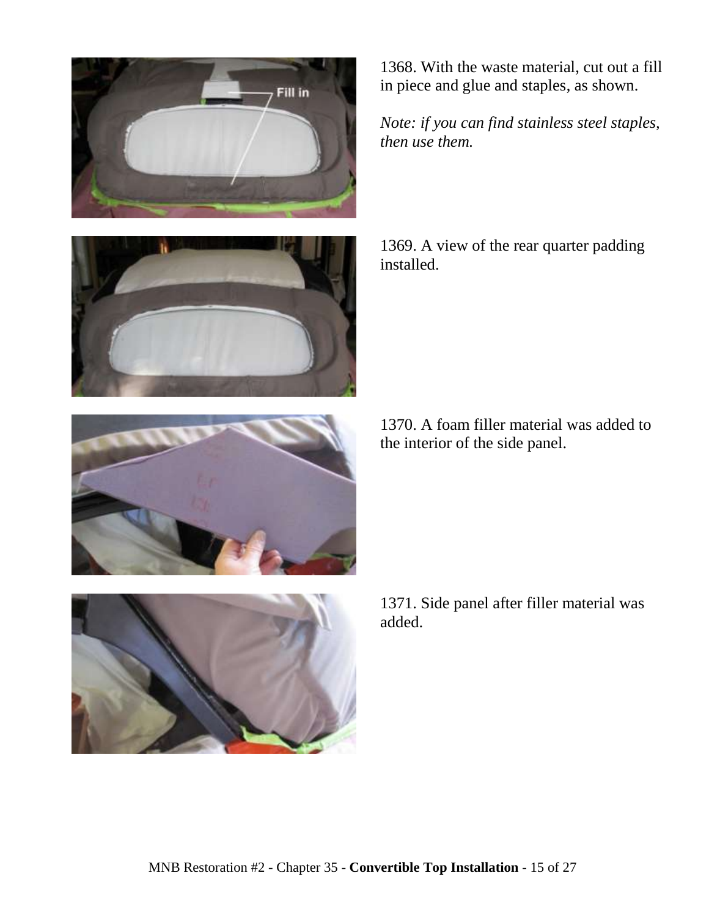1368. With the waste material, cut out a fill in piece and glue and staples, as shown.

*Note: if you can find stainless steel staples, then use them.*

1369. A view of the rear quarter padding installed.

1370. A foam filler material was added to the interior of the side panel.

1371. Side panel after filler material was added.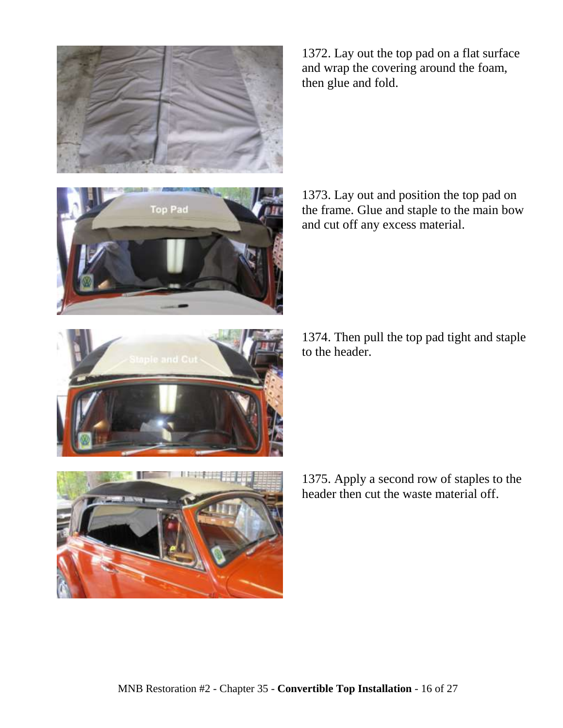1372. Lay out the top pad on a flat surface and wrap the covering around the foam, then glue and fold.

1373. Lay out and position the top pad on the frame. Glue and staple to the main bow and cut off any excess material.

1374. Then pull the top pad tight and staple to the header.

1375. Apply a second row of staples to the header then cut the waste material off.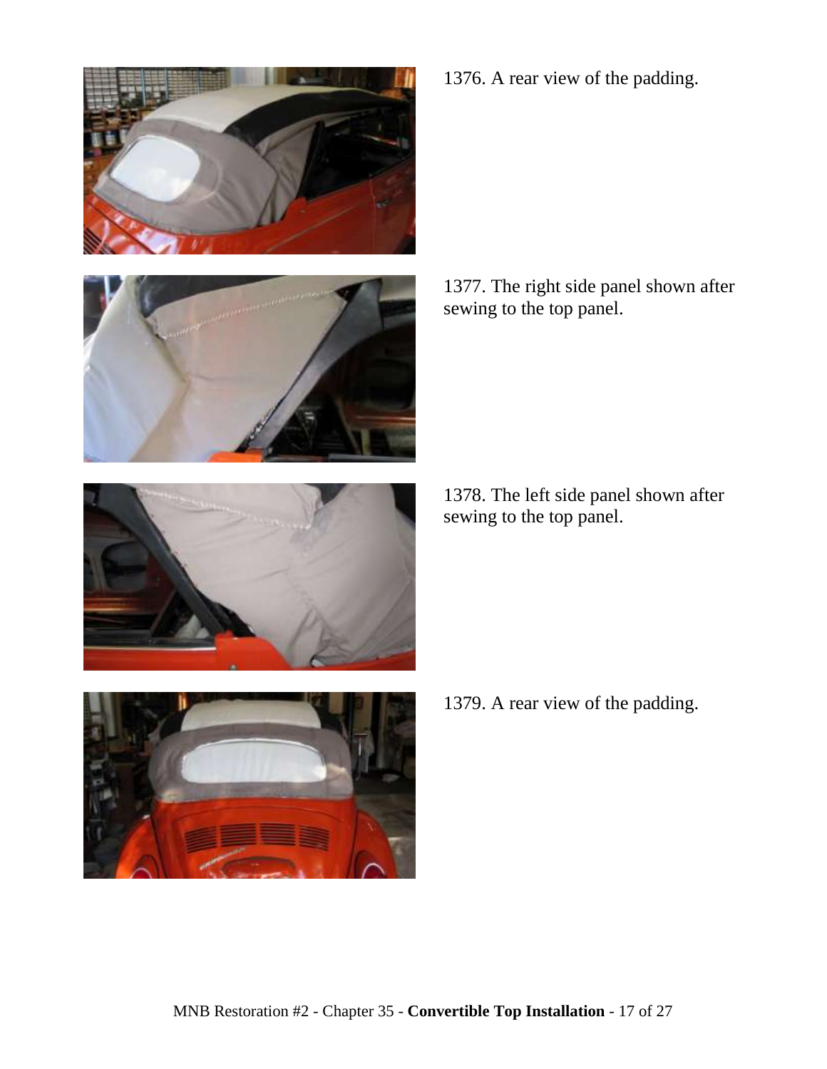1376. A rear view of the padding.

1377. The right side panel shown after sewing to the top panel.

1378. The left side panel shown after sewing to the top panel.

1379. A rear view of the padding.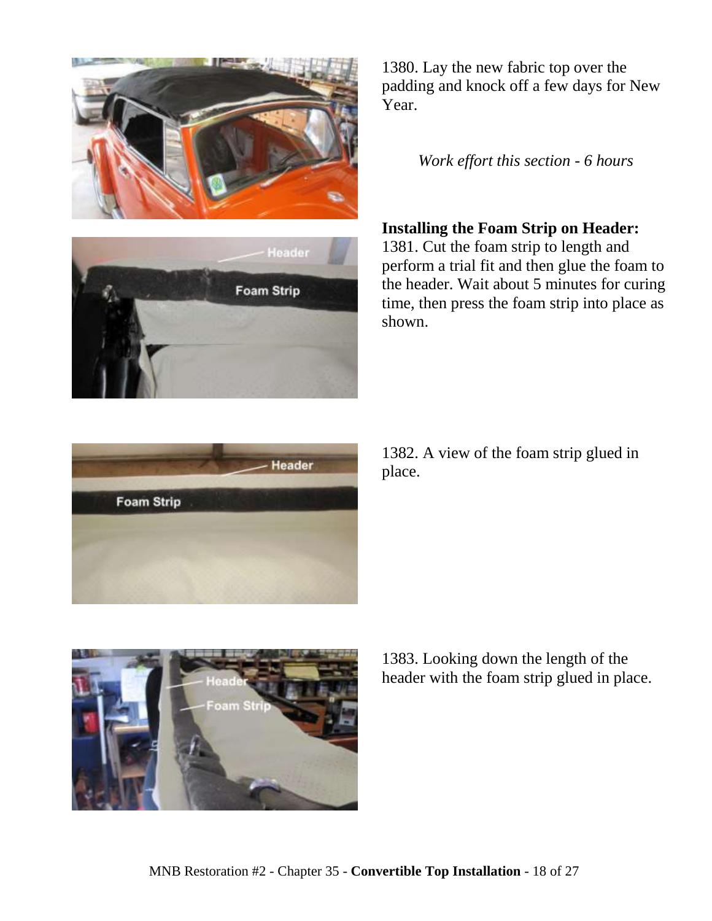1380. Lay the new fabric top over the padding and knock off a few days for New Year.

*Work effort this section - 6 hours*

**Installing the Foam Strip on Header:**
1381. Cut the foam strip to length and perform a trial fit and then glue the foam to the header. Wait about 5 minutes for curing time, then press the foam strip into place as shown.

1382. A view of the foam strip glued in place.

1383. Looking down the length of the header with the foam strip glued in place.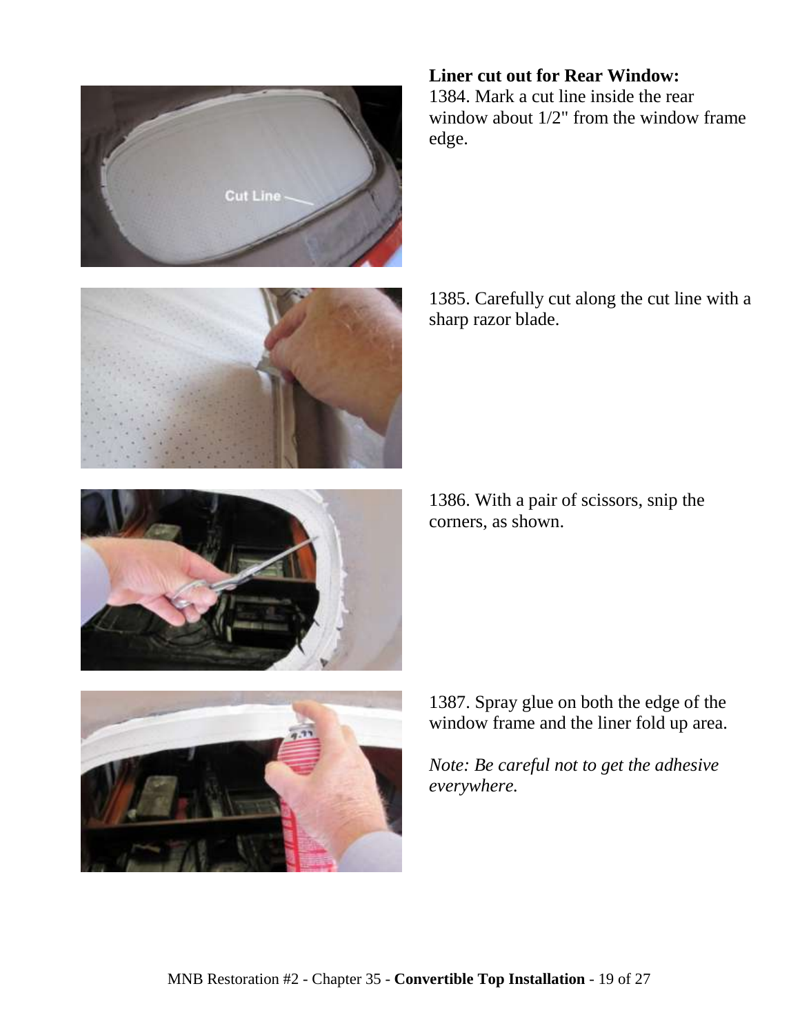**Liner cut out for Rear Window:**

1384. Mark a cut line inside the rear window about 1/2" from the window frame edge.

1385. Carefully cut along the cut line with a sharp razor blade.

1386. With a pair of scissors, snip the corners, as shown.

1387. Spray glue on both the edge of the window frame and the liner fold up area.

*Note: Be careful not to get the adhesive everywhere.*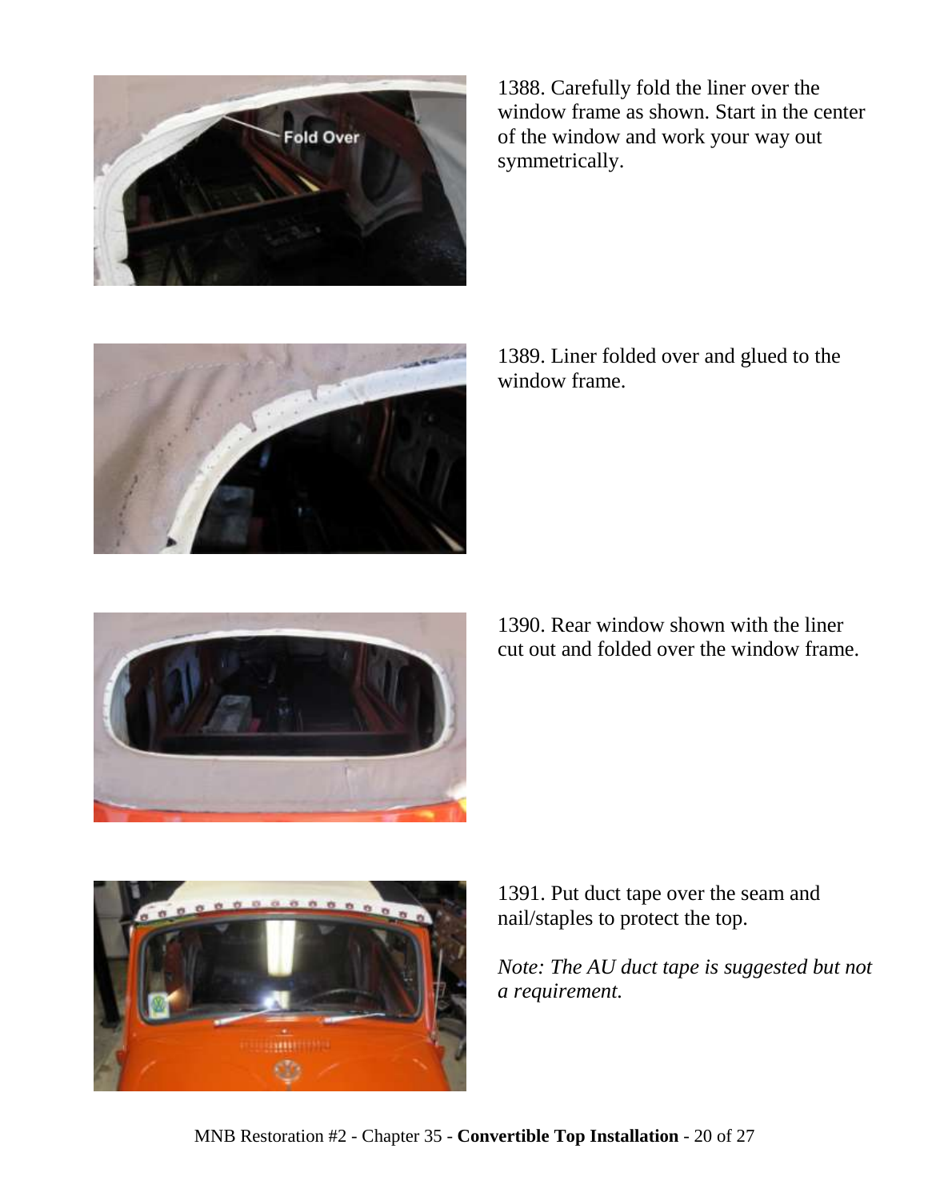1388. Carefully fold the liner over the window frame as shown. Start in the center of the window and work your way out symmetrically.

1389. Liner folded over and glued to the window frame.

1390. Rear window shown with the liner cut out and folded over the window frame.

1391. Put duct tape over the seam and nail/staples to protect the top.

*Note: The AU duct tape is suggested but not a requirement.*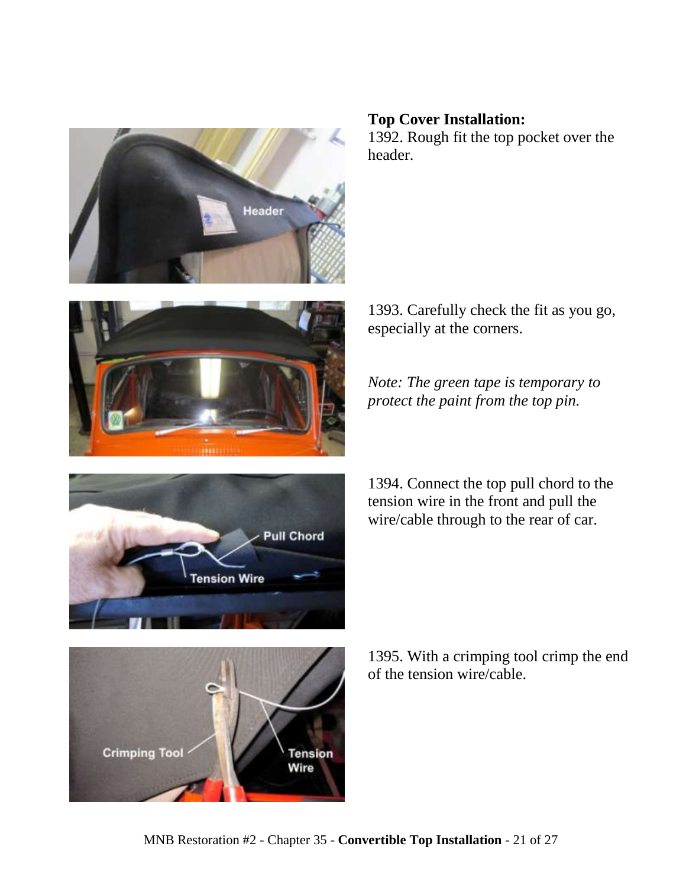**Top Cover Installation:**

1392. Rough fit the top pocket over the header.

1393. Carefully check the fit as you go, especially at the corners.

*Note: The green tape is temporary to protect the paint from the top pin.*

1394. Connect the top pull chord to the tension wire in the front and pull the wire/cable through to the rear of car.

1395. With a crimping tool crimp the end of the tension wire/cable.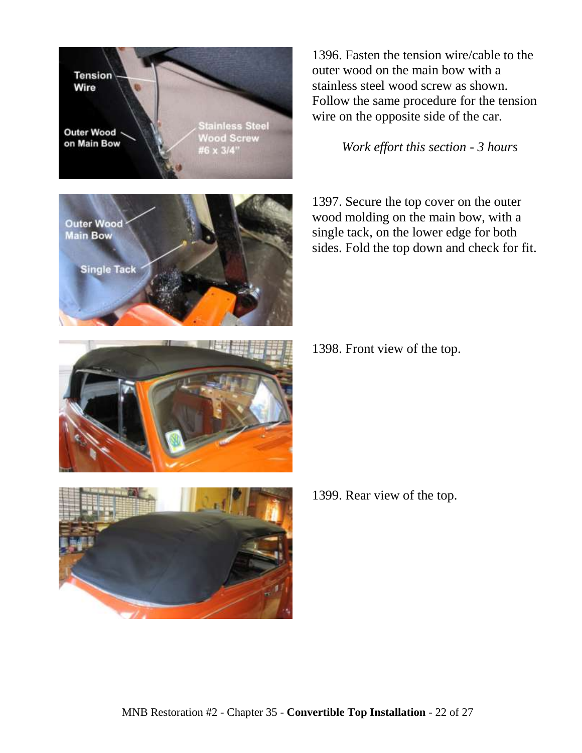1396. Fasten the tension wire/cable to the outer wood on the main bow with a stainless steel wood screw as shown. Follow the same procedure for the tension wire on the opposite side of the car.

*Work effort this section - 3 hours*

1397. Secure the top cover on the outer wood molding on the main bow, with a single tack, on the lower edge for both sides. Fold the top down and check for fit.

1398. Front view of the top.

1399. Rear view of the top.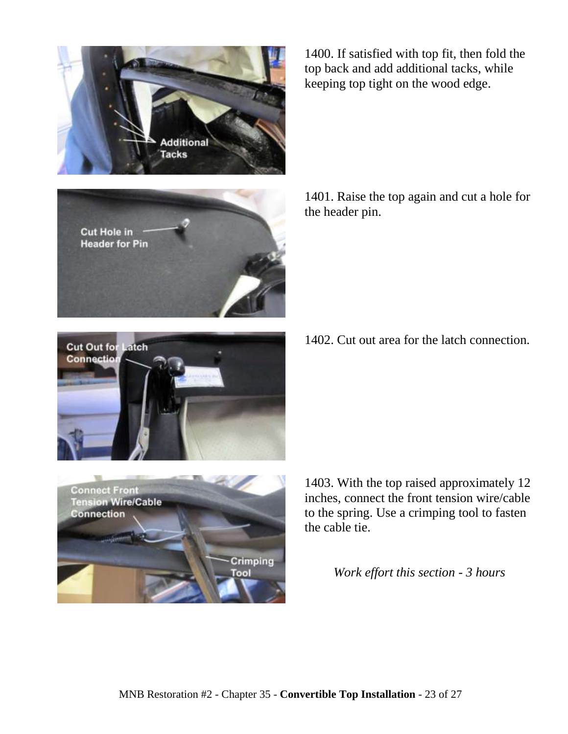1400. If satisfied with top fit, then fold the top back and add additional tacks, while keeping top tight on the wood edge.

1401. Raise the top again and cut a hole for the header pin.

1402. Cut out area for the latch connection.

1403. With the top raised approximately 12 inches, connect the front tension wire/cable to the spring. Use a crimping tool to fasten the cable tie.

*Work effort this section - 3 hours*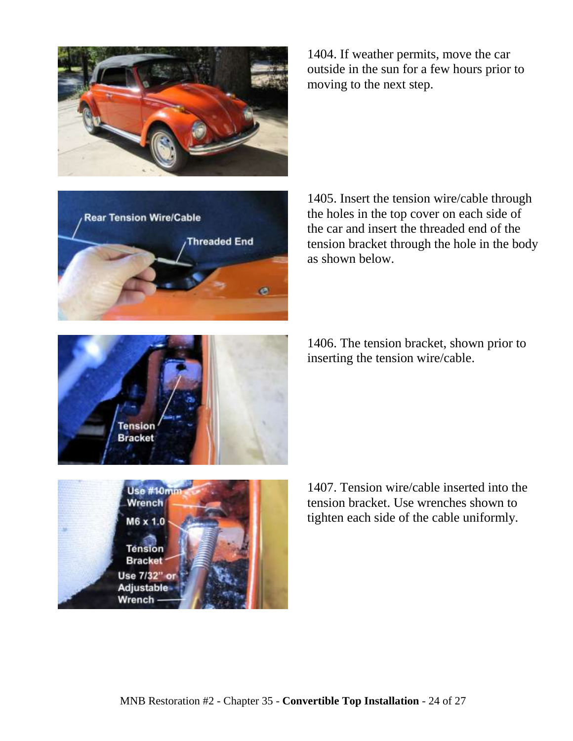1404. If weather permits, move the car outside in the sun for a few hours prior to moving to the next step.

1405. Insert the tension wire/cable through the holes in the top cover on each side of the car and insert the threaded end of the tension bracket through the hole in the body as shown below.

1406. The tension bracket, shown prior to inserting the tension wire/cable.

1407. Tension wire/cable inserted into the tension bracket. Use wrenches shown to tighten each side of the cable uniformly.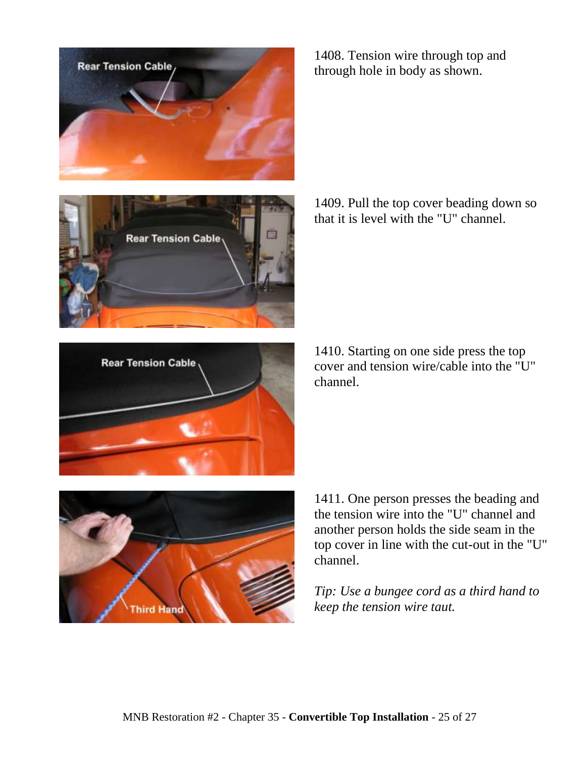1408. Tension wire through top and through hole in body as shown.

1409. Pull the top cover beading down so that it is level with the "U" channel.

1410. Starting on one side press the top cover and tension wire/cable into the "U" channel.

1411. One person presses the beading and the tension wire into the "U" channel and another person holds the side seam in the top cover in line with the cut-out in the "U" channel.

*Tip: Use a bungee cord as a third hand to keep the tension wire taut.*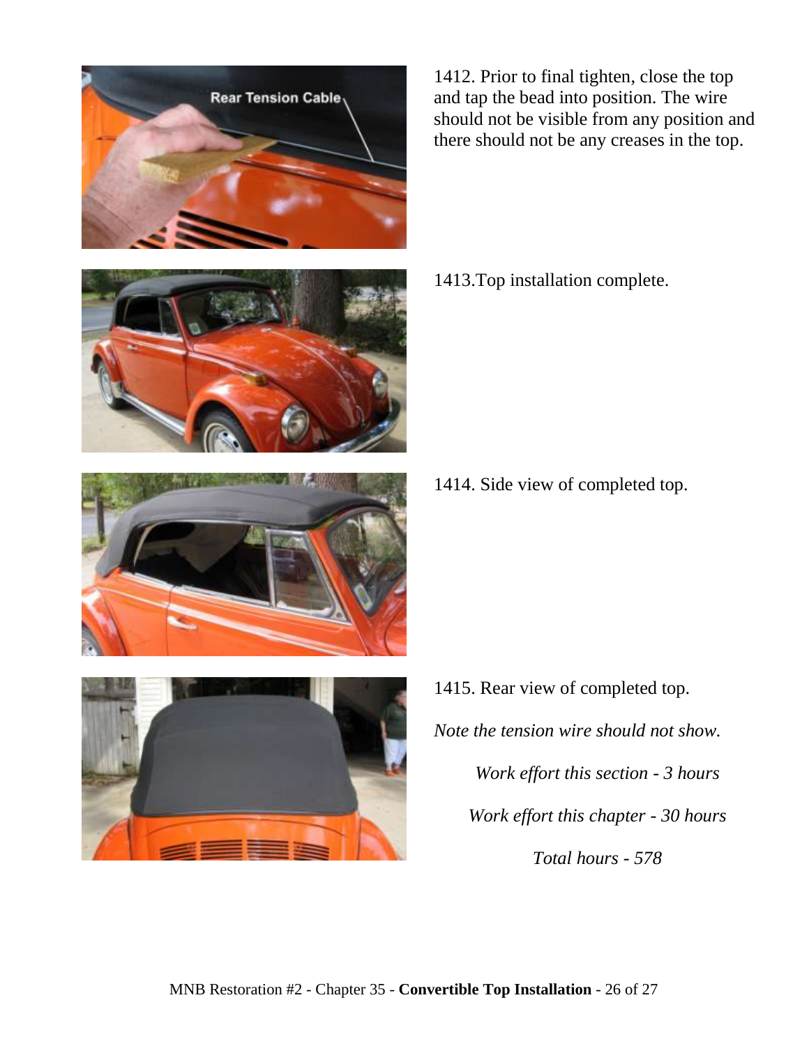1412. Prior to final tighten, close the top and tap the bead into position. The wire should not be visible from any position and there should not be any creases in the top.

1413.Top installation complete.

1414. Side view of completed top.

1415. Rear view of completed top.

*Note the tension wire should not show.*

*Work effort this section - 3 hours*

*Work effort this chapter - 30 hours*

*Total hours - 578*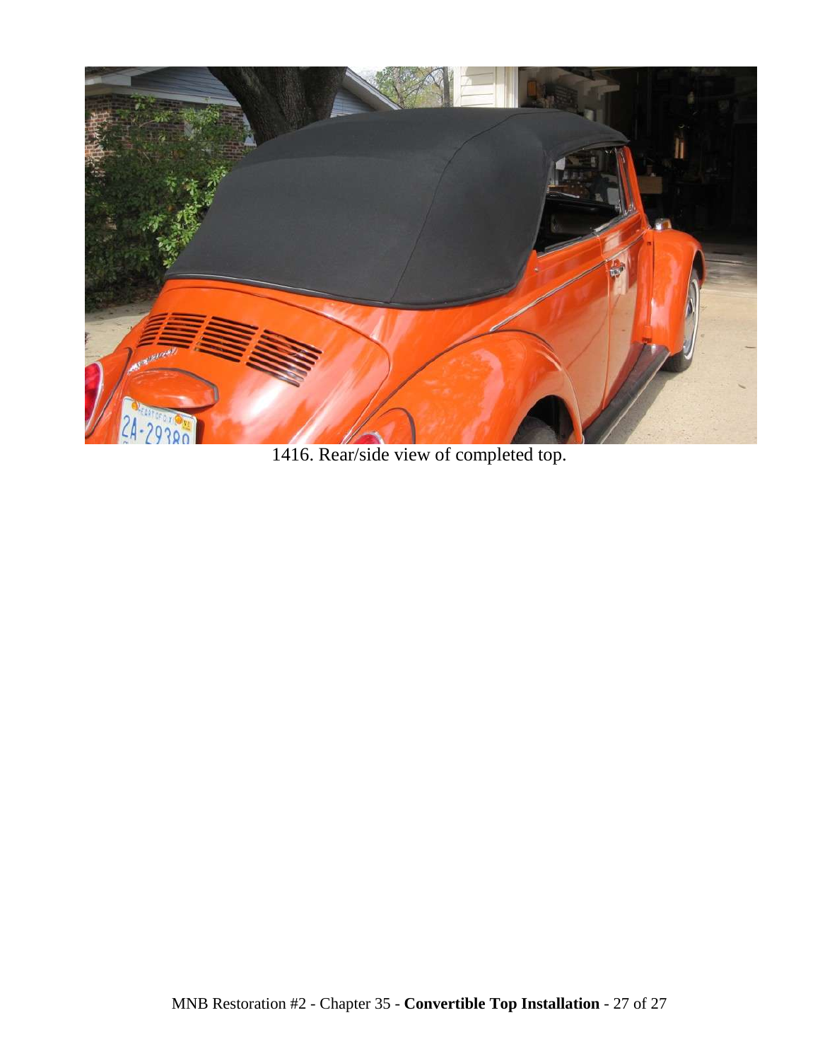1416. Rear/side view of completed top.